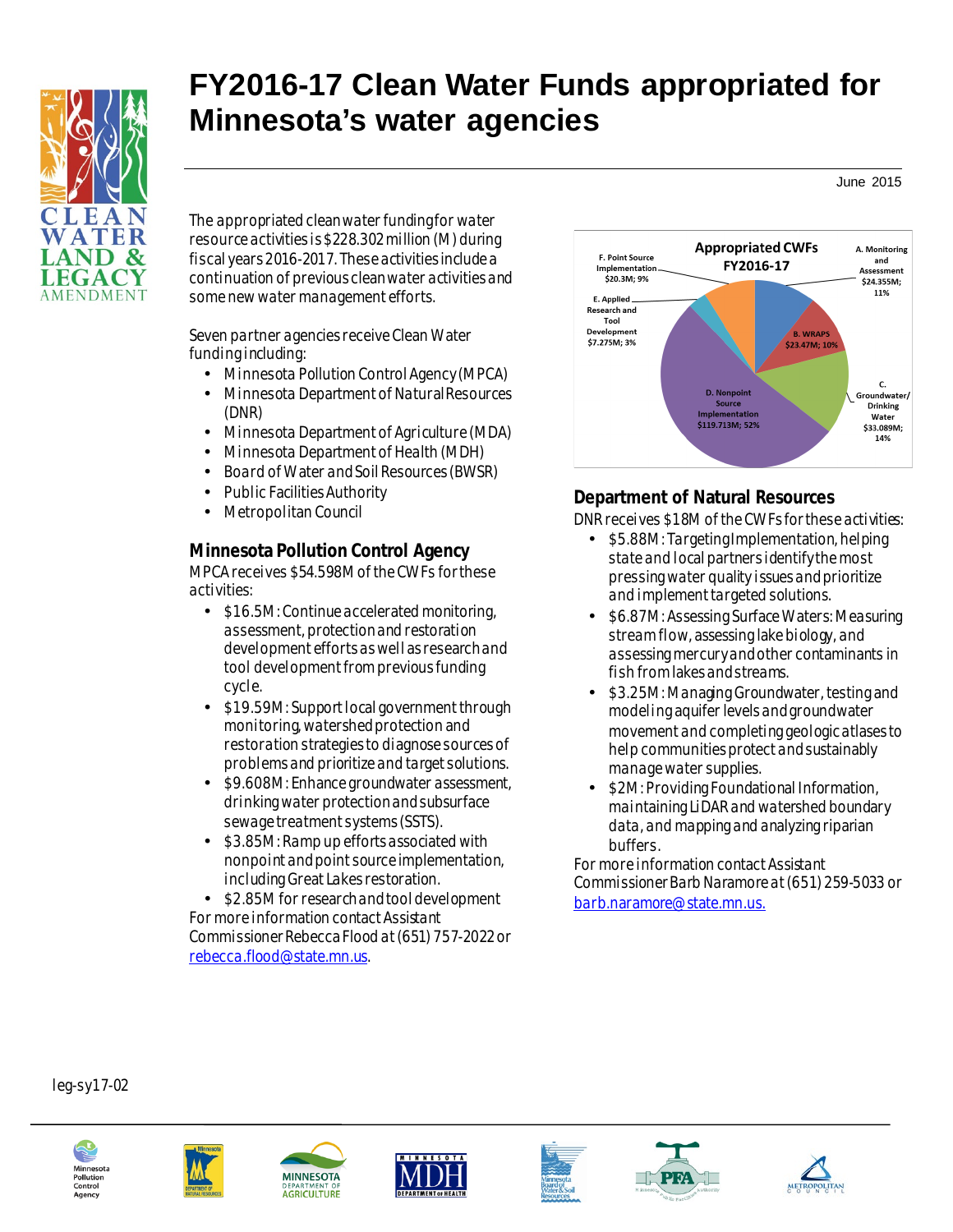# FY2016-17 Clean Water Funds appropriated for Minnesota's water agencies

June 2015

The appropriated clean water funding for water resource activities is $228.302 million (M) during fiscal years 2016-2017. These activities include a continuation of previous clean water activities and some new water management efforts.

Seven partner agencies receive Clean Water funding including:

- Minnesota Pollution Control Agency (MPCA)
- Minnesota Department of Natural Resources (DNR)
- Minnesota Department of Agriculture (MDA)
- Minnesota Department of Health (MDH)
- Board of Water and Soil Resources (BWSR)
- Public Facilities Authority
- Metropolitan Council

**Appropriated CWFs FY2016-17**

- A. Monitoring and Assessment $24.355M; 11%
- B. WRAPS $23.47M; 10%
- C. Groundwater/ Drinking Water $33.089M; 14%
- D. Nonpoint Source Implementation $119.713M; 52%
- E. Applied Research and Tool Development $7.275M; 3%
- F. Point Source Implementation $20.3M; 9%

## Minnesota Pollution Control Agency

MPCA receives $54.598M of the CWFs for these activities:

- $16.5M: Continue accelerated monitoring, assessment, protection and restoration development efforts as well as research and tool development from previous funding cycle.
- $19.59M: Support local government through monitoring, watershed protection and restoration strategies to diagnose sources of problems and prioritize and target solutions.
- $9.608M: Enhance groundwater assessment, drinking water protection and subsurface sewage treatment systems (SSTS).
- $3.85M: Ramp up efforts associated with nonpoint and point source implementation, including Great Lakes restoration.
- $2.85M for research and tool development

For more information contact Assistant Commissioner Rebecca Flood at (651) 757-2022 or rebecca.flood@state.mn.us.

## Department of Natural Resources

DNR receives $18M of the CWFs for these activities:

- $5.88M: Targeting Implementation, helping state and local partners identify the most pressing water quality issues and prioritize and implement targeted solutions.
- $6.87M: Assessing Surface Waters: Measuring stream flow, assessing lake biology, and assessing mercury and other contaminants in fish from lakes and streams.
- $3.25M: Managing Groundwater, testing and modeling aquifer levels and groundwater movement and completing geologic atlases to help communities protect and sustainably manage water supplies.
- $2M: Providing Foundational Information, maintaining LiDAR and watershed boundary data, and mapping and analyzing riparian buffers.

For more information contact Assistant Commissioner Barb Naramore at (651) 259-5033 or barb.naramore@state.mn.us.

leg-sy17-02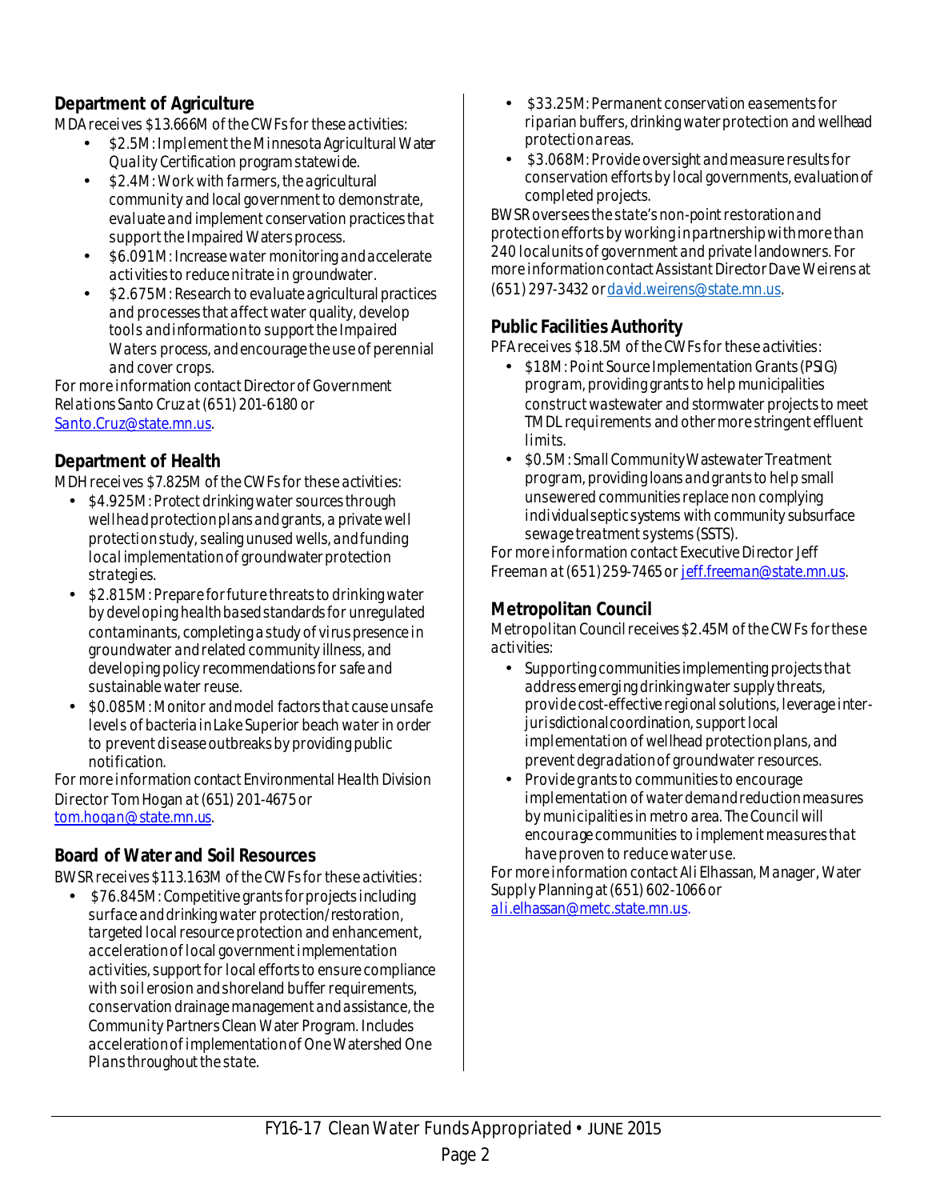### Department of Agriculture

MDA receives $13.666M of the CWFs for these activities:

- $2.5M: Implement the Minnesota Agricultural Water Quality Certification program statewide.
- $2.4M: Work with farmers, the agricultural community and local government to demonstrate, evaluate and implement conservation practices that support the Impaired Waters process.
- $6.091M: Increase water monitoring and accelerate activities to reduce nitrate in groundwater.
- $2.675M: Research to evaluate agricultural practices and processes that affect water quality, develop tools and information to support the Impaired Waters process, and encourage the use of perennial and cover crops.

For more information contact Director of Government Relations Santo Cruz at (651) 201-6180 or Santo.Cruz@state.mn.us.

### Department of Health

MDH receives $7.825M of the CWFs for these activities:

- $4.925M: Protect drinking water sources through wellhead protection plans and grants, a private well protection study, sealing unused wells, and funding local implementation of groundwater protection strategies.
- $2.815M: Prepare for future threats to drinking water by developing health based standards for unregulated contaminants, completing a study of virus presence in groundwater and related community illness, and developing policy recommendations for safe and sustainable water reuse.
- $0.085M: Monitor and model factors that cause unsafe levels of bacteria in Lake Superior beach water in order to prevent disease outbreaks by providing public notification.

For more information contact Environmental Health Division Director Tom Hogan at (651) 201-4675 or tom.hogan@state.mn.us.

### Board of Water and Soil Resources

BWSR receives $113.163M of the CWFs for these activities:

- $76.845M: Competitive grants for projects including surface and drinking water protection/restoration, targeted local resource protection and enhancement, acceleration of local government implementation activities, support for local efforts to ensure compliance with soil erosion and shoreland buffer requirements, conservation drainage management and assistance, the Community Partners Clean Water Program. Includes acceleration of implementation of One Watershed One Plans throughout the state.
- $33.25M: Permanent conservation easements for riparian buffers, drinking water protection and wellhead protection areas.
- $3.068M: Provide oversight and measure results for conservation efforts by local governments, evaluation of completed projects.

BWSR oversees the state's non-point restoration and protection efforts by working in partnership with more than 240 local units of government and private landowners. For more information contact Assistant Director Dave Weirens at (651) 297-3432 or david.weirens@state.mn.us.

### Public Facilities Authority

PFA receives $18.5M of the CWFs for these activities:

- $18M: Point Source Implementation Grants (PSIG) program, providing grants to help municipalities construct wastewater and stormwater projects to meet TMDL requirements and other more stringent effluent limits.
- $0.5M: Small Community Wastewater Treatment program, providing loans and grants to help small unsewered communities replace non complying individual septic systems with community subsurface sewage treatment systems (SSTS).

For more information contact Executive Director Jeff Freeman at (651) 259-7465 or jeff.freeman@state.mn.us.

### Metropolitan Council

Metropolitan Council receives $2.45M of the CWFs for these activities:

- Supporting communities implementing projects that address emerging drinking water supply threats, provide cost-effective regional solutions, leverage inter-jurisdictional coordination, support local implementation of wellhead protection plans, and prevent degradation of groundwater resources.
- Provide grants to communities to encourage implementation of water demand reduction measures by municipalities in metro area. The Council will encourage communities to implement measures that have proven to reduce water use.

For more information contact Ali Elhassan, Manager, Water Supply Planning at (651) 602-1066 or ali.elhassan@metc.state.mn.us.